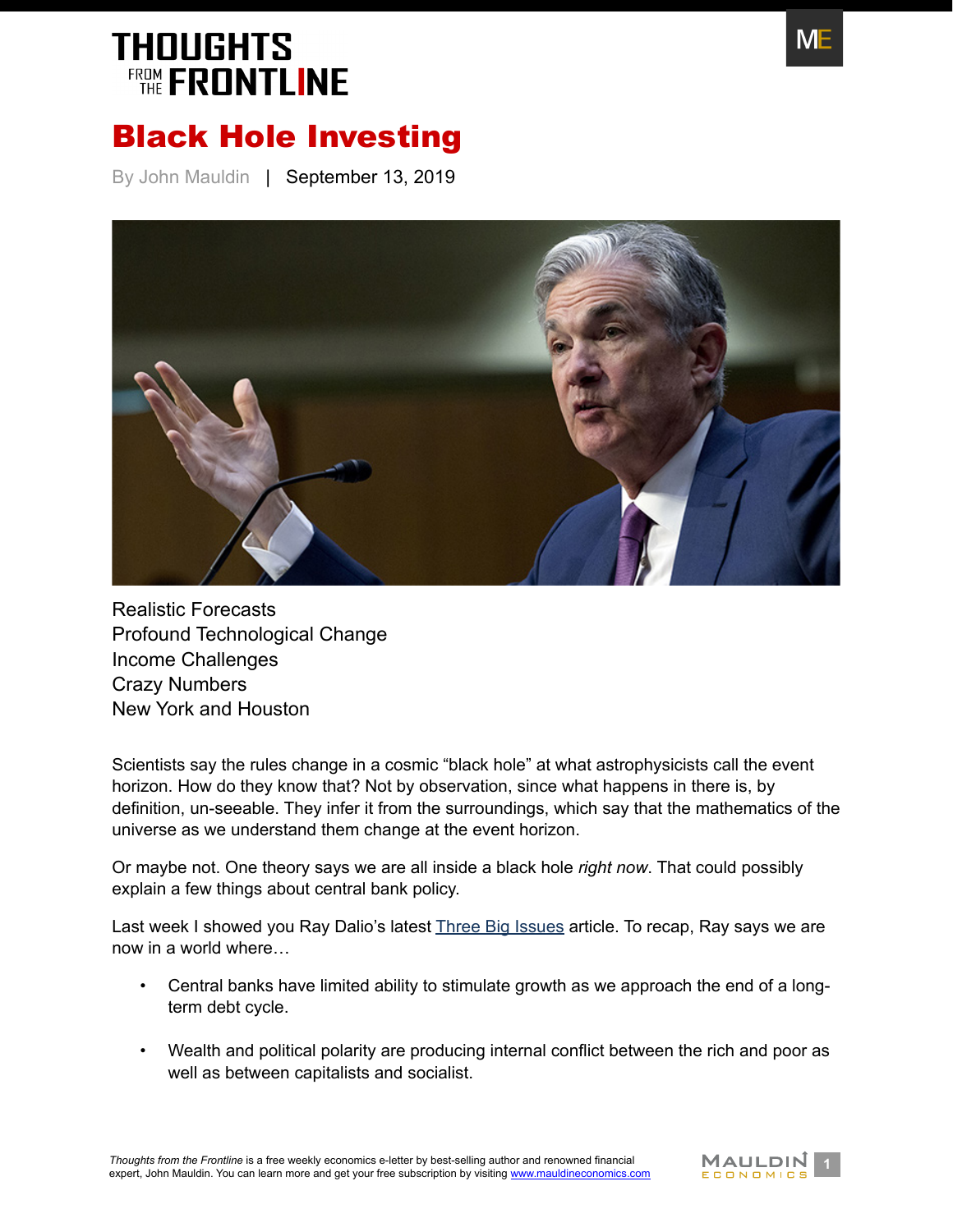# THOUGHTS FROM THE FRONTLINE

# Black Hole Investing

By John Mauldin | September 13, 2019

Realistic Forecasts
Profound Technological Change
Income Challenges
Crazy Numbers
New York and Houston

Scientists say the rules change in a cosmic "black hole" at what astrophysicists call the event horizon. How do they know that? Not by observation, since what happens in there is, by definition, un-seeable. They infer it from the surroundings, which say that the mathematics of the universe as we understand them change at the event horizon.

Or maybe not. One theory says we are all inside a black hole *right now*. That could possibly explain a few things about central bank policy.

Last week I showed you Ray Dalio's latest Three Big Issues article. To recap, Ray says we are now in a world where…

- Central banks have limited ability to stimulate growth as we approach the end of a long-term debt cycle.
- Wealth and political polarity are producing internal conflict between the rich and poor as well as between capitalists and socialist.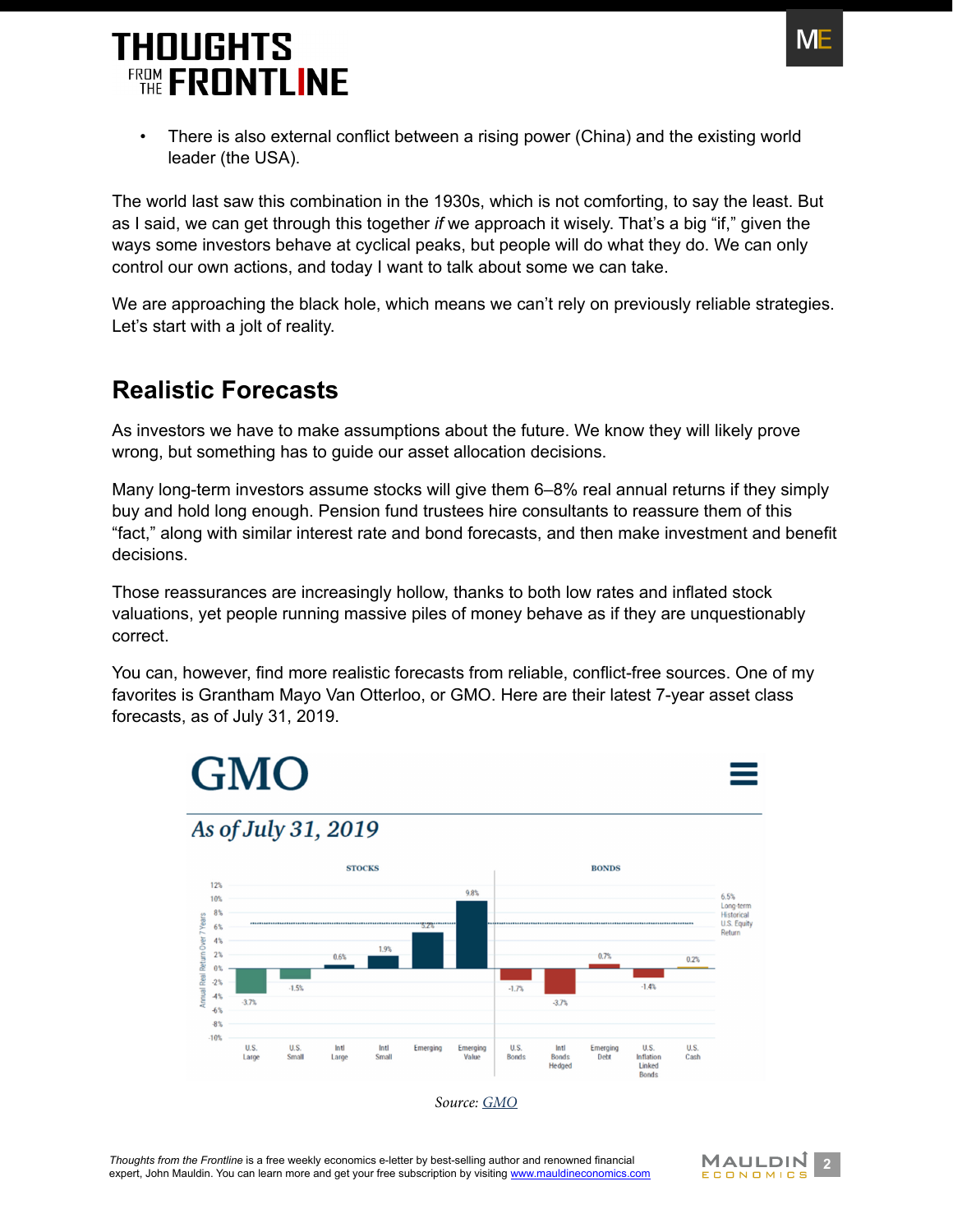- There is also external conflict between a rising power (China) and the existing world leader (the USA).

The world last saw this combination in the 1930s, which is not comforting, to say the least. But as I said, we can get through this together *if* we approach it wisely. That's a big "if," given the ways some investors behave at cyclical peaks, but people will do what they do. We can only control our own actions, and today I want to talk about some we can take.

We are approaching the black hole, which means we can't rely on previously reliable strategies. Let's start with a jolt of reality.

## Realistic Forecasts

As investors we have to make assumptions about the future. We know they will likely prove wrong, but something has to guide our asset allocation decisions.

Many long-term investors assume stocks will give them 6–8% real annual returns if they simply buy and hold long enough. Pension fund trustees hire consultants to reassure them of this "fact," along with similar interest rate and bond forecasts, and then make investment and benefit decisions.

Those reassurances are increasingly hollow, thanks to both low rates and inflated stock valuations, yet people running massive piles of money behave as if they are unquestionably correct.

You can, however, find more realistic forecasts from reliable, conflict-free sources. One of my favorites is Grantham Mayo Van Otterloo, or GMO. Here are their latest 7-year asset class forecasts, as of July 31, 2019.

*Source: GMO*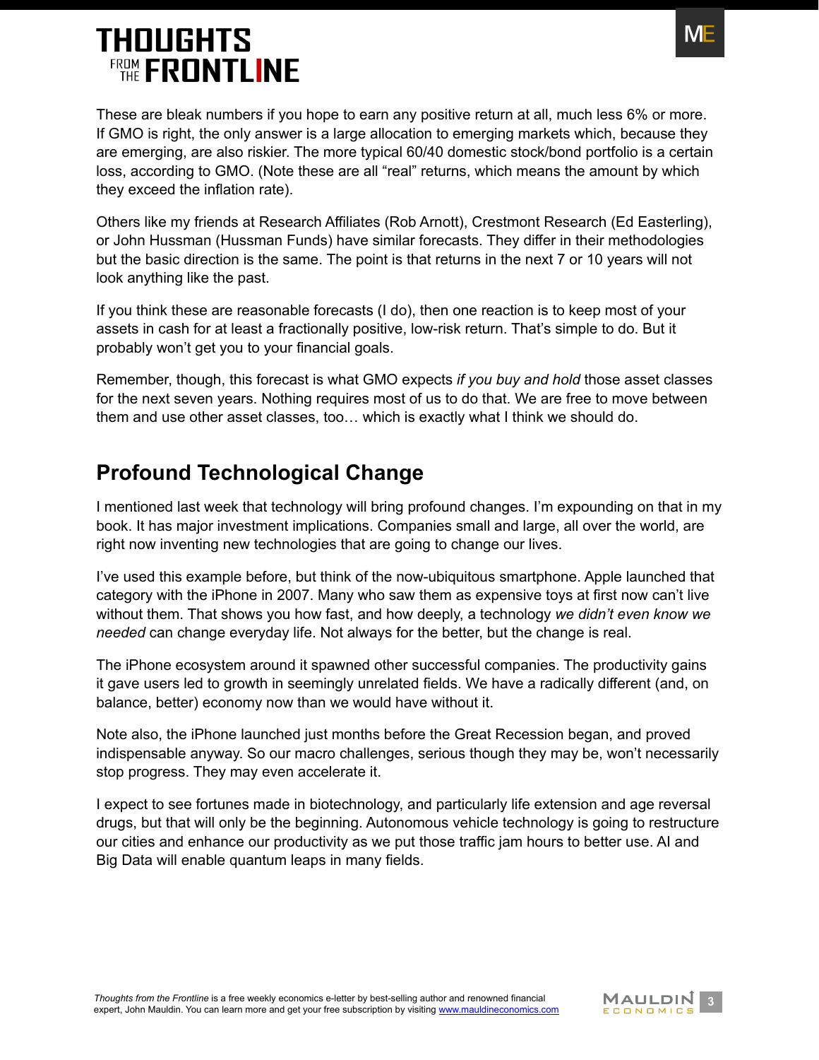These are bleak numbers if you hope to earn any positive return at all, much less 6% or more. If GMO is right, the only answer is a large allocation to emerging markets which, because they are emerging, are also riskier. The more typical 60/40 domestic stock/bond portfolio is a certain loss, according to GMO. (Note these are all "real" returns, which means the amount by which they exceed the inflation rate).

Others like my friends at Research Affiliates (Rob Arnott), Crestmont Research (Ed Easterling), or John Hussman (Hussman Funds) have similar forecasts. They differ in their methodologies but the basic direction is the same. The point is that returns in the next 7 or 10 years will not look anything like the past.

If you think these are reasonable forecasts (I do), then one reaction is to keep most of your assets in cash for at least a fractionally positive, low-risk return. That's simple to do. But it probably won't get you to your financial goals.

Remember, though, this forecast is what GMO expects *if you buy and hold* those asset classes for the next seven years. Nothing requires most of us to do that. We are free to move between them and use other asset classes, too… which is exactly what I think we should do.

## Profound Technological Change

I mentioned last week that technology will bring profound changes. I'm expounding on that in my book. It has major investment implications. Companies small and large, all over the world, are right now inventing new technologies that are going to change our lives.

I've used this example before, but think of the now-ubiquitous smartphone. Apple launched that category with the iPhone in 2007. Many who saw them as expensive toys at first now can't live without them. That shows you how fast, and how deeply, a technology *we didn't even know we needed* can change everyday life. Not always for the better, but the change is real.

The iPhone ecosystem around it spawned other successful companies. The productivity gains it gave users led to growth in seemingly unrelated fields. We have a radically different (and, on balance, better) economy now than we would have without it.

Note also, the iPhone launched just months before the Great Recession began, and proved indispensable anyway. So our macro challenges, serious though they may be, won't necessarily stop progress. They may even accelerate it.

I expect to see fortunes made in biotechnology, and particularly life extension and age reversal drugs, but that will only be the beginning. Autonomous vehicle technology is going to restructure our cities and enhance our productivity as we put those traffic jam hours to better use. AI and Big Data will enable quantum leaps in many fields.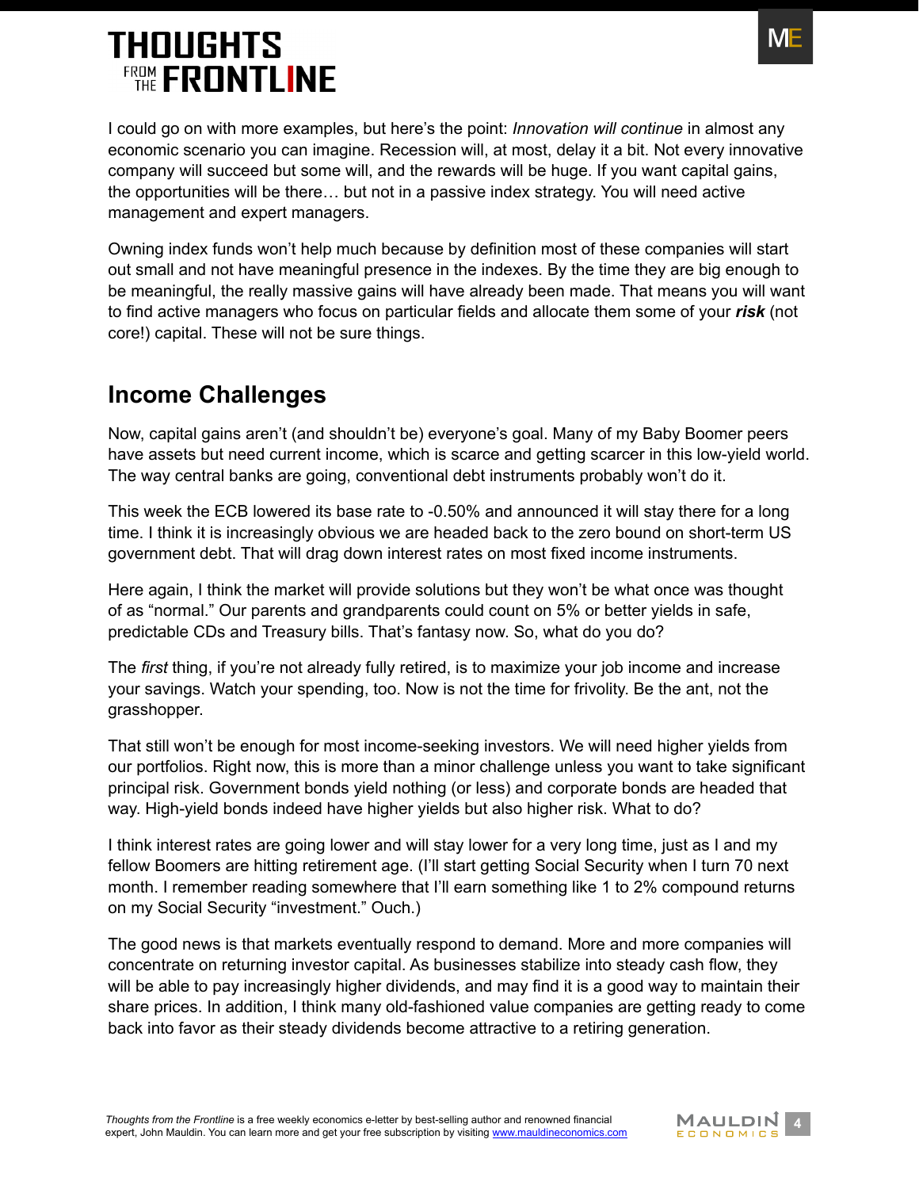I could go on with more examples, but here's the point: *Innovation will continue* in almost any economic scenario you can imagine. Recession will, at most, delay it a bit. Not every innovative company will succeed but some will, and the rewards will be huge. If you want capital gains, the opportunities will be there… but not in a passive index strategy. You will need active management and expert managers.

Owning index funds won't help much because by definition most of these companies will start out small and not have meaningful presence in the indexes. By the time they are big enough to be meaningful, the really massive gains will have already been made. That means you will want to find active managers who focus on particular fields and allocate them some of your ***risk*** (not core!) capital. These will not be sure things.

## Income Challenges

Now, capital gains aren't (and shouldn't be) everyone's goal. Many of my Baby Boomer peers have assets but need current income, which is scarce and getting scarcer in this low-yield world. The way central banks are going, conventional debt instruments probably won't do it.

This week the ECB lowered its base rate to -0.50% and announced it will stay there for a long time. I think it is increasingly obvious we are headed back to the zero bound on short-term US government debt. That will drag down interest rates on most fixed income instruments.

Here again, I think the market will provide solutions but they won't be what once was thought of as "normal." Our parents and grandparents could count on 5% or better yields in safe, predictable CDs and Treasury bills. That's fantasy now. So, what do you do?

The *first* thing, if you're not already fully retired, is to maximize your job income and increase your savings. Watch your spending, too. Now is not the time for frivolity. Be the ant, not the grasshopper.

That still won't be enough for most income-seeking investors. We will need higher yields from our portfolios. Right now, this is more than a minor challenge unless you want to take significant principal risk. Government bonds yield nothing (or less) and corporate bonds are headed that way. High-yield bonds indeed have higher yields but also higher risk. What to do?

I think interest rates are going lower and will stay lower for a very long time, just as I and my fellow Boomers are hitting retirement age. (I'll start getting Social Security when I turn 70 next month. I remember reading somewhere that I'll earn something like 1 to 2% compound returns on my Social Security "investment." Ouch.)

The good news is that markets eventually respond to demand. More and more companies will concentrate on returning investor capital. As businesses stabilize into steady cash flow, they will be able to pay increasingly higher dividends, and may find it is a good way to maintain their share prices. In addition, I think many old-fashioned value companies are getting ready to come back into favor as their steady dividends become attractive to a retiring generation.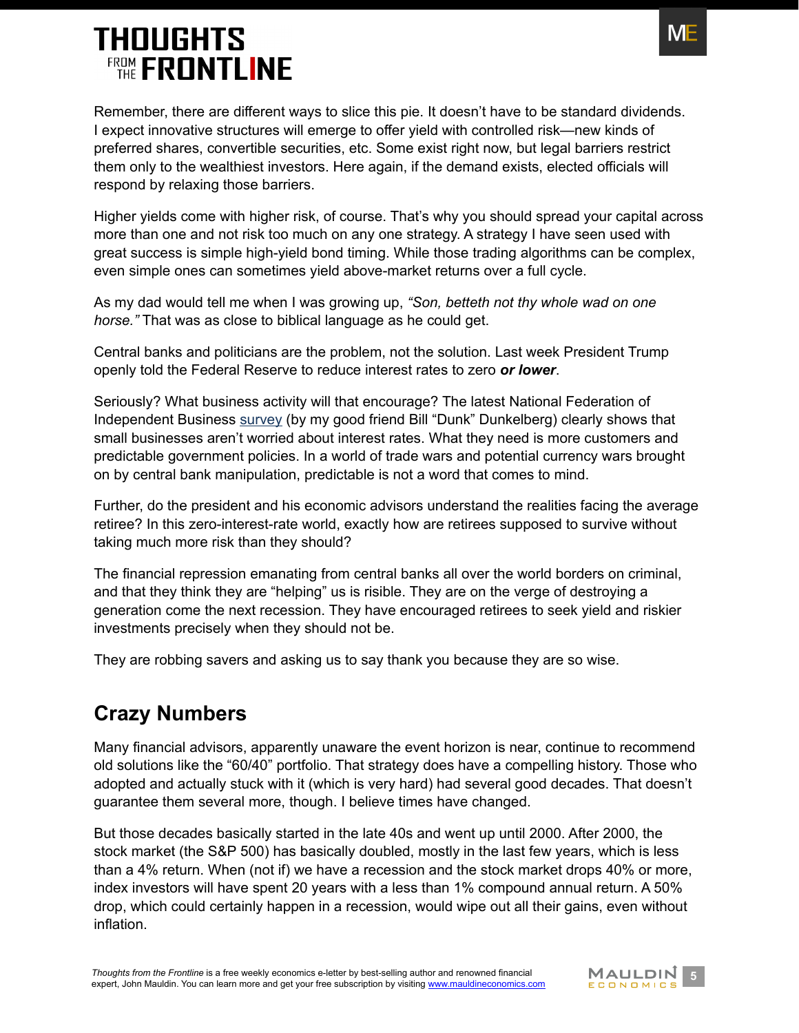Remember, there are different ways to slice this pie. It doesn't have to be standard dividends. I expect innovative structures will emerge to offer yield with controlled risk—new kinds of preferred shares, convertible securities, etc. Some exist right now, but legal barriers restrict them only to the wealthiest investors. Here again, if the demand exists, elected officials will respond by relaxing those barriers.

Higher yields come with higher risk, of course. That's why you should spread your capital across more than one and not risk too much on any one strategy. A strategy I have seen used with great success is simple high-yield bond timing. While those trading algorithms can be complex, even simple ones can sometimes yield above-market returns over a full cycle.

As my dad would tell me when I was growing up, *"Son, betteth not thy whole wad on one horse."* That was as close to biblical language as he could get.

Central banks and politicians are the problem, not the solution. Last week President Trump openly told the Federal Reserve to reduce interest rates to zero ***or lower***.

Seriously? What business activity will that encourage? The latest National Federation of Independent Business survey (by my good friend Bill "Dunk" Dunkelberg) clearly shows that small businesses aren't worried about interest rates. What they need is more customers and predictable government policies. In a world of trade wars and potential currency wars brought on by central bank manipulation, predictable is not a word that comes to mind.

Further, do the president and his economic advisors understand the realities facing the average retiree? In this zero-interest-rate world, exactly how are retirees supposed to survive without taking much more risk than they should?

The financial repression emanating from central banks all over the world borders on criminal, and that they think they are "helping" us is risible. They are on the verge of destroying a generation come the next recession. They have encouraged retirees to seek yield and riskier investments precisely when they should not be.

They are robbing savers and asking us to say thank you because they are so wise.

## Crazy Numbers

Many financial advisors, apparently unaware the event horizon is near, continue to recommend old solutions like the "60/40" portfolio. That strategy does have a compelling history. Those who adopted and actually stuck with it (which is very hard) had several good decades. That doesn't guarantee them several more, though. I believe times have changed.

But those decades basically started in the late 40s and went up until 2000. After 2000, the stock market (the S&P 500) has basically doubled, mostly in the last few years, which is less than a 4% return. When (not if) we have a recession and the stock market drops 40% or more, index investors will have spent 20 years with a less than 1% compound annual return. A 50% drop, which could certainly happen in a recession, would wipe out all their gains, even without inflation.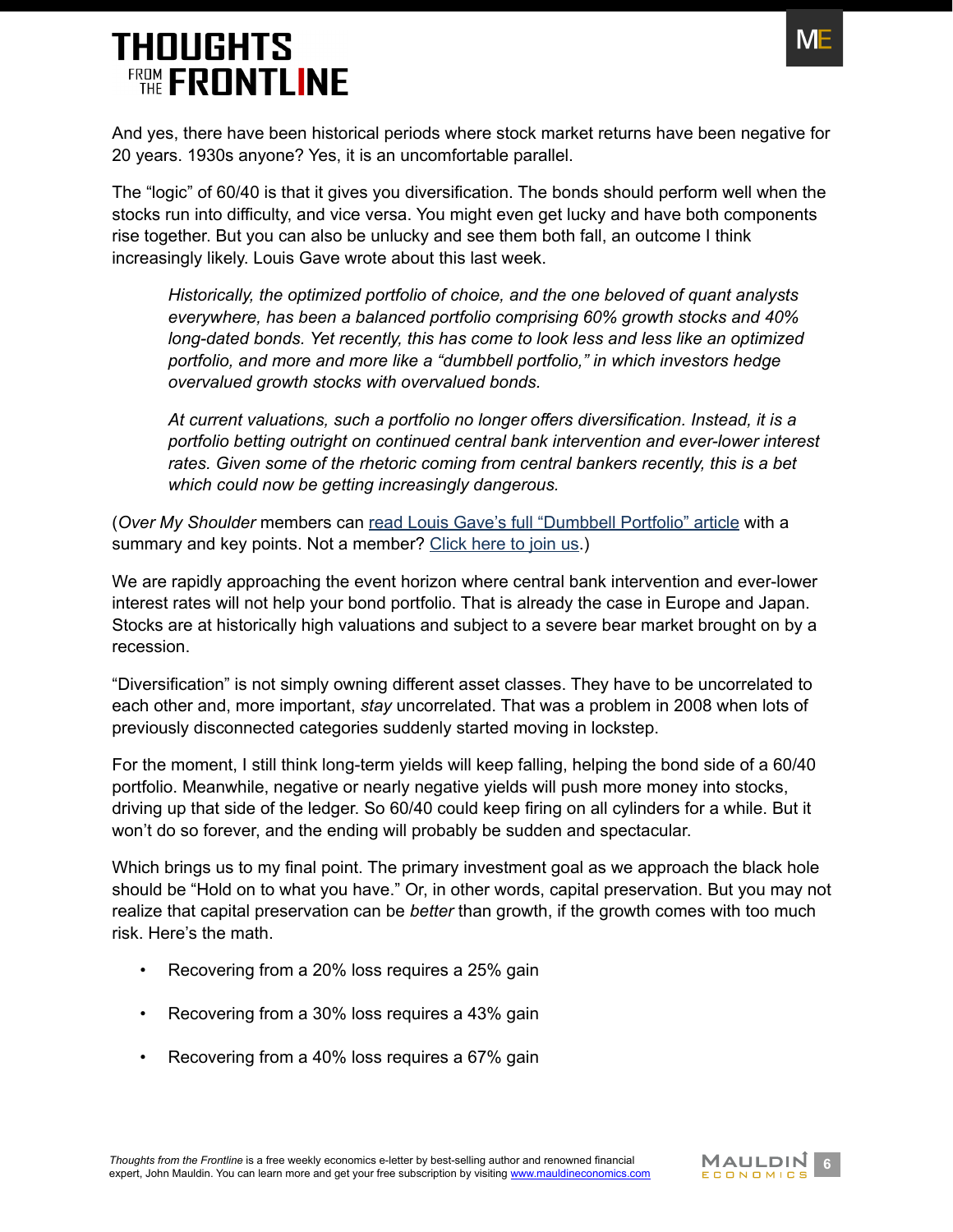And yes, there have been historical periods where stock market returns have been negative for 20 years. 1930s anyone? Yes, it is an uncomfortable parallel.

The "logic" of 60/40 is that it gives you diversification. The bonds should perform well when the stocks run into difficulty, and vice versa. You might even get lucky and have both components rise together. But you can also be unlucky and see them both fall, an outcome I think increasingly likely. Louis Gave wrote about this last week.

> *Historically, the optimized portfolio of choice, and the one beloved of quant analysts everywhere, has been a balanced portfolio comprising 60% growth stocks and 40% long-dated bonds. Yet recently, this has come to look less and less like an optimized portfolio, and more and more like a "dumbbell portfolio," in which investors hedge overvalued growth stocks with overvalued bonds.*
>
> *At current valuations, such a portfolio no longer offers diversification. Instead, it is a portfolio betting outright on continued central bank intervention and ever-lower interest rates. Given some of the rhetoric coming from central bankers recently, this is a bet which could now be getting increasingly dangerous.*

(*Over My Shoulder* members can read Louis Gave's full "Dumbbell Portfolio" article with a summary and key points. Not a member? Click here to join us.)

We are rapidly approaching the event horizon where central bank intervention and ever-lower interest rates will not help your bond portfolio. That is already the case in Europe and Japan. Stocks are at historically high valuations and subject to a severe bear market brought on by a recession.

"Diversification" is not simply owning different asset classes. They have to be uncorrelated to each other and, more important, *stay* uncorrelated. That was a problem in 2008 when lots of previously disconnected categories suddenly started moving in lockstep.

For the moment, I still think long-term yields will keep falling, helping the bond side of a 60/40 portfolio. Meanwhile, negative or nearly negative yields will push more money into stocks, driving up that side of the ledger. So 60/40 could keep firing on all cylinders for a while. But it won't do so forever, and the ending will probably be sudden and spectacular.

Which brings us to my final point. The primary investment goal as we approach the black hole should be "Hold on to what you have." Or, in other words, capital preservation. But you may not realize that capital preservation can be *better* than growth, if the growth comes with too much risk. Here's the math.

- Recovering from a 20% loss requires a 25% gain
- Recovering from a 30% loss requires a 43% gain
- Recovering from a 40% loss requires a 67% gain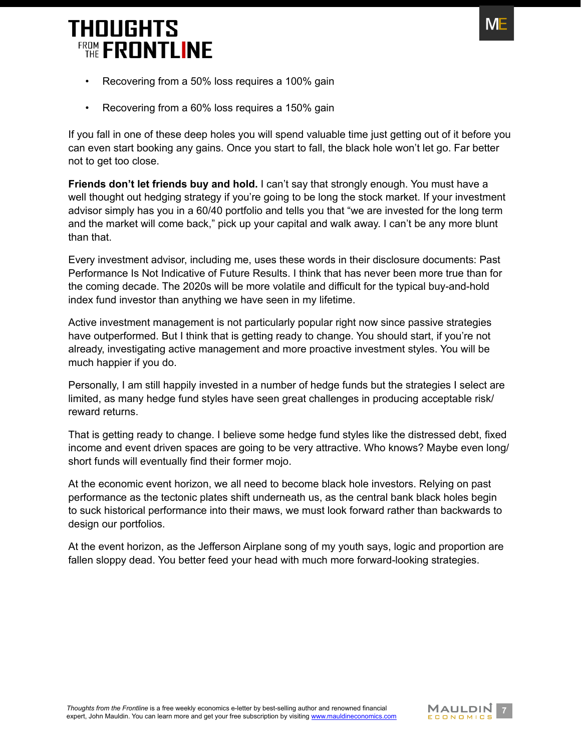- Recovering from a 50% loss requires a 100% gain
- Recovering from a 60% loss requires a 150% gain

If you fall in one of these deep holes you will spend valuable time just getting out of it before you can even start booking any gains. Once you start to fall, the black hole won't let go. Far better not to get too close.

**Friends don't let friends buy and hold.** I can't say that strongly enough. You must have a well thought out hedging strategy if you're going to be long the stock market. If your investment advisor simply has you in a 60/40 portfolio and tells you that "we are invested for the long term and the market will come back," pick up your capital and walk away. I can't be any more blunt than that.

Every investment advisor, including me, uses these words in their disclosure documents: Past Performance Is Not Indicative of Future Results. I think that has never been more true than for the coming decade. The 2020s will be more volatile and difficult for the typical buy-and-hold index fund investor than anything we have seen in my lifetime.

Active investment management is not particularly popular right now since passive strategies have outperformed. But I think that is getting ready to change. You should start, if you're not already, investigating active management and more proactive investment styles. You will be much happier if you do.

Personally, I am still happily invested in a number of hedge funds but the strategies I select are limited, as many hedge fund styles have seen great challenges in producing acceptable risk/reward returns.

That is getting ready to change. I believe some hedge fund styles like the distressed debt, fixed income and event driven spaces are going to be very attractive. Who knows? Maybe even long/short funds will eventually find their former mojo.

At the economic event horizon, we all need to become black hole investors. Relying on past performance as the tectonic plates shift underneath us, as the central bank black holes begin to suck historical performance into their maws, we must look forward rather than backwards to design our portfolios.

At the event horizon, as the Jefferson Airplane song of my youth says, logic and proportion are fallen sloppy dead. You better feed your head with much more forward-looking strategies.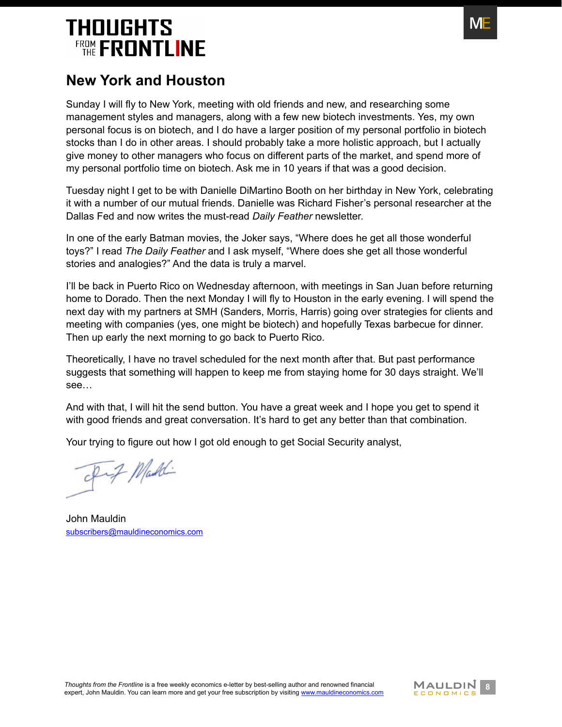## New York and Houston

Sunday I will fly to New York, meeting with old friends and new, and researching some management styles and managers, along with a few new biotech investments. Yes, my own personal focus is on biotech, and I do have a larger position of my personal portfolio in biotech stocks than I do in other areas. I should probably take a more holistic approach, but I actually give money to other managers who focus on different parts of the market, and spend more of my personal portfolio time on biotech. Ask me in 10 years if that was a good decision.

Tuesday night I get to be with Danielle DiMartino Booth on her birthday in New York, celebrating it with a number of our mutual friends. Danielle was Richard Fisher's personal researcher at the Dallas Fed and now writes the must-read *Daily Feather* newsletter.

In one of the early Batman movies, the Joker says, "Where does he get all those wonderful toys?" I read *The Daily Feather* and I ask myself, "Where does she get all those wonderful stories and analogies?" And the data is truly a marvel.

I'll be back in Puerto Rico on Wednesday afternoon, with meetings in San Juan before returning home to Dorado. Then the next Monday I will fly to Houston in the early evening. I will spend the next day with my partners at SMH (Sanders, Morris, Harris) going over strategies for clients and meeting with companies (yes, one might be biotech) and hopefully Texas barbecue for dinner. Then up early the next morning to go back to Puerto Rico.

Theoretically, I have no travel scheduled for the next month after that. But past performance suggests that something will happen to keep me from staying home for 30 days straight. We'll see…

And with that, I will hit the send button. You have a great week and I hope you get to spend it with good friends and great conversation. It's hard to get any better than that combination.

Your trying to figure out how I got old enough to get Social Security analyst,

John Mauldin
subscribers@mauldineconomics.com

*Thoughts from the Frontline* is a free weekly economics e-letter by best-selling author and renowned financial expert, John Mauldin. You can learn more and get your free subscription by visiting www.mauldineconomics.com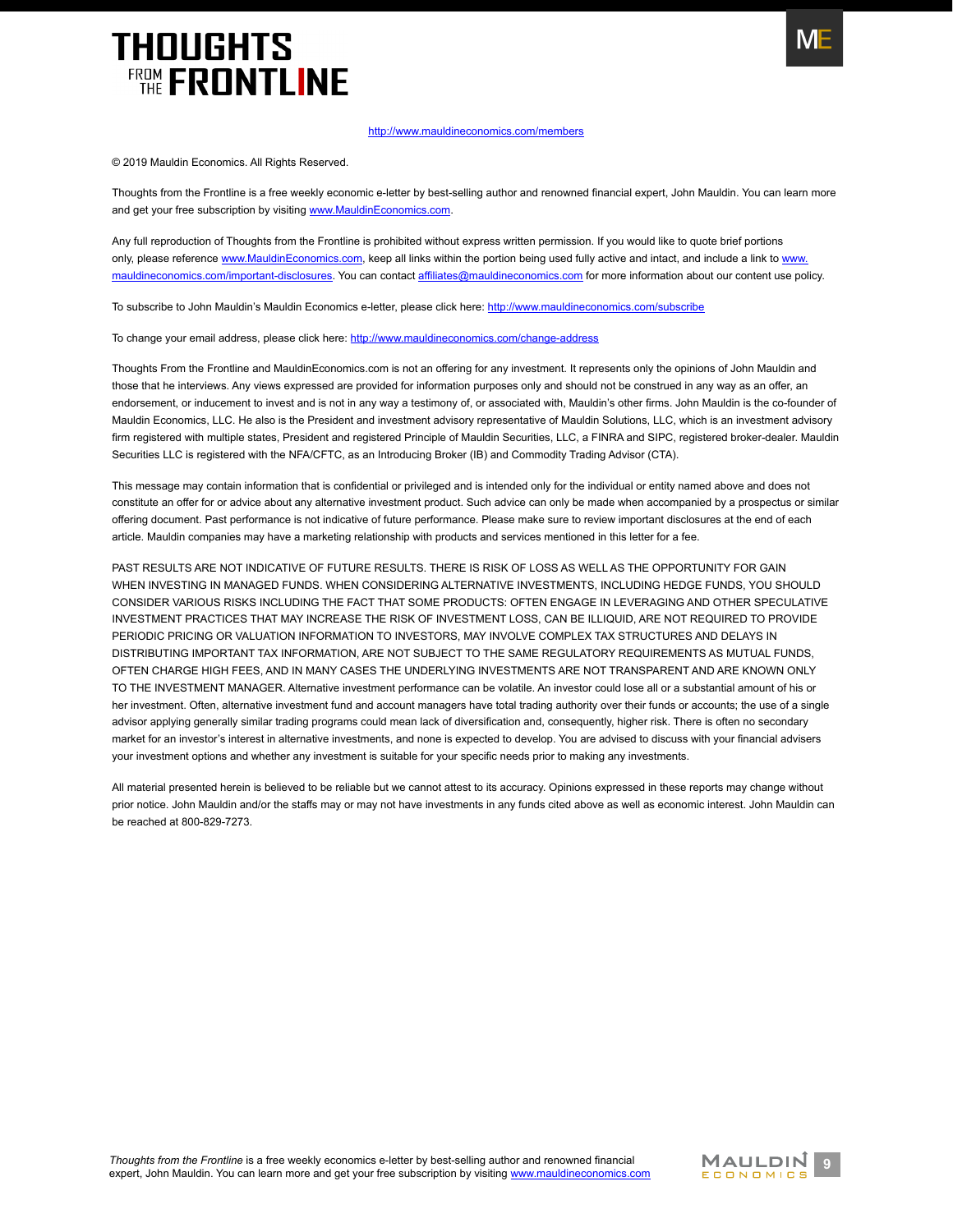http://www.mauldineconomics.com/members

© 2019 Mauldin Economics. All Rights Reserved.

Thoughts from the Frontline is a free weekly economic e-letter by best-selling author and renowned financial expert, John Mauldin. You can learn more and get your free subscription by visiting www.MauldinEconomics.com.

Any full reproduction of Thoughts from the Frontline is prohibited without express written permission. If you would like to quote brief portions only, please reference www.MauldinEconomics.com, keep all links within the portion being used fully active and intact, and include a link to www.mauldineconomics.com/important-disclosures. You can contact affiliates@mauldineconomics.com for more information about our content use policy.

To subscribe to John Mauldin's Mauldin Economics e-letter, please click here: http://www.mauldineconomics.com/subscribe

To change your email address, please click here: http://www.mauldineconomics.com/change-address

Thoughts From the Frontline and MauldinEconomics.com is not an offering for any investment. It represents only the opinions of John Mauldin and those that he interviews. Any views expressed are provided for information purposes only and should not be construed in any way as an offer, an endorsement, or inducement to invest and is not in any way a testimony of, or associated with, Mauldin's other firms. John Mauldin is the co-founder of Mauldin Economics, LLC. He also is the President and investment advisory representative of Mauldin Solutions, LLC, which is an investment advisory firm registered with multiple states, President and registered Principle of Mauldin Securities, LLC, a FINRA and SIPC, registered broker-dealer. Mauldin Securities LLC is registered with the NFA/CFTC, as an Introducing Broker (IB) and Commodity Trading Advisor (CTA).

This message may contain information that is confidential or privileged and is intended only for the individual or entity named above and does not constitute an offer for or advice about any alternative investment product. Such advice can only be made when accompanied by a prospectus or similar offering document. Past performance is not indicative of future performance. Please make sure to review important disclosures at the end of each article. Mauldin companies may have a marketing relationship with products and services mentioned in this letter for a fee.

PAST RESULTS ARE NOT INDICATIVE OF FUTURE RESULTS. THERE IS RISK OF LOSS AS WELL AS THE OPPORTUNITY FOR GAIN WHEN INVESTING IN MANAGED FUNDS. WHEN CONSIDERING ALTERNATIVE INVESTMENTS, INCLUDING HEDGE FUNDS, YOU SHOULD CONSIDER VARIOUS RISKS INCLUDING THE FACT THAT SOME PRODUCTS: OFTEN ENGAGE IN LEVERAGING AND OTHER SPECULATIVE INVESTMENT PRACTICES THAT MAY INCREASE THE RISK OF INVESTMENT LOSS, CAN BE ILLIQUID, ARE NOT REQUIRED TO PROVIDE PERIODIC PRICING OR VALUATION INFORMATION TO INVESTORS, MAY INVOLVE COMPLEX TAX STRUCTURES AND DELAYS IN DISTRIBUTING IMPORTANT TAX INFORMATION, ARE NOT SUBJECT TO THE SAME REGULATORY REQUIREMENTS AS MUTUAL FUNDS, OFTEN CHARGE HIGH FEES, AND IN MANY CASES THE UNDERLYING INVESTMENTS ARE NOT TRANSPARENT AND ARE KNOWN ONLY TO THE INVESTMENT MANAGER. Alternative investment performance can be volatile. An investor could lose all or a substantial amount of his or her investment. Often, alternative investment fund and account managers have total trading authority over their funds or accounts; the use of a single advisor applying generally similar trading programs could mean lack of diversification and, consequently, higher risk. There is often no secondary market for an investor's interest in alternative investments, and none is expected to develop. You are advised to discuss with your financial advisers your investment options and whether any investment is suitable for your specific needs prior to making any investments.

All material presented herein is believed to be reliable but we cannot attest to its accuracy. Opinions expressed in these reports may change without prior notice. John Mauldin and/or the staffs may or may not have investments in any funds cited above as well as economic interest. John Mauldin can be reached at 800-829-7273.